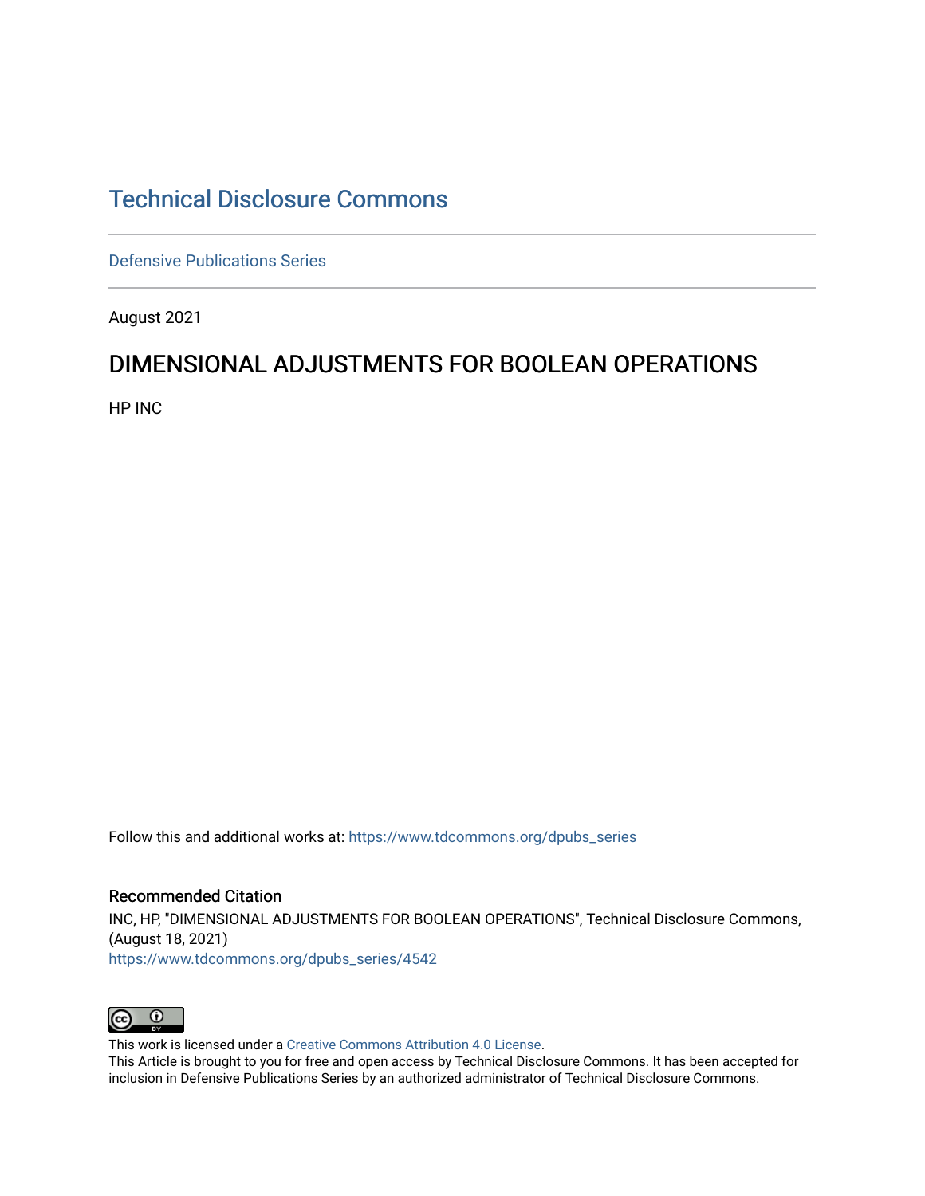# Technical Disclosure Commons

Defensive Publications Series

August 2021

## DIMENSIONAL ADJUSTMENTS FOR BOOLEAN OPERATIONS

HP INC

Follow this and additional works at: https://www.tdcommons.org/dpubs_series

### Recommended Citation

INC, HP, "DIMENSIONAL ADJUSTMENTS FOR BOOLEAN OPERATIONS", Technical Disclosure Commons, (August 18, 2021)
https://www.tdcommons.org/dpubs_series/4542

This work is licensed under a Creative Commons Attribution 4.0 License.
This Article is brought to you for free and open access by Technical Disclosure Commons. It has been accepted for inclusion in Defensive Publications Series by an authorized administrator of Technical Disclosure Commons.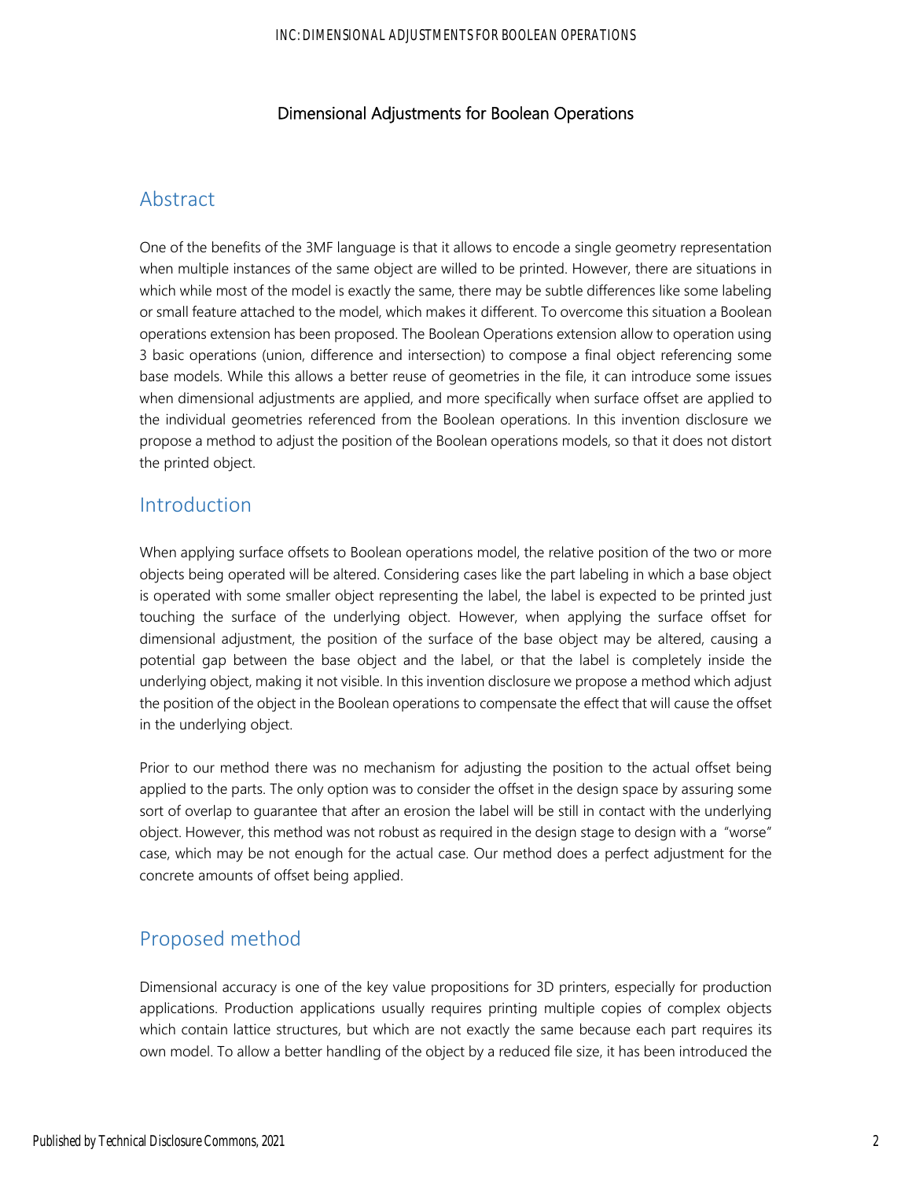### Dimensional Adjustments for Boolean Operations

## Abstract

One of the benefits of the 3MF language is that it allows to encode a single geometry representation when multiple instances of the same object are willed to be printed. However, there are situations in which while most of the model is exactly the same, there may be subtle differences like some labeling or small feature attached to the model, which makes it different. To overcome this situation a Boolean operations extension has been proposed. The Boolean Operations extension allow to operation using 3 basic operations (union, difference and intersection) to compose a final object referencing some base models. While this allows a better reuse of geometries in the file, it can introduce some issues when dimensional adjustments are applied, and more specifically when surface offset are applied to the individual geometries referenced from the Boolean operations. In this invention disclosure we propose a method to adjust the position of the Boolean operations models, so that it does not distort the printed object.

## Introduction

When applying surface offsets to Boolean operations model, the relative position of the two or more objects being operated will be altered. Considering cases like the part labeling in which a base object is operated with some smaller object representing the label, the label is expected to be printed just touching the surface of the underlying object. However, when applying the surface offset for dimensional adjustment, the position of the surface of the base object may be altered, causing a potential gap between the base object and the label, or that the label is completely inside the underlying object, making it not visible. In this invention disclosure we propose a method which adjust the position of the object in the Boolean operations to compensate the effect that will cause the offset in the underlying object.

Prior to our method there was no mechanism for adjusting the position to the actual offset being applied to the parts. The only option was to consider the offset in the design space by assuring some sort of overlap to guarantee that after an erosion the label will be still in contact with the underlying object. However, this method was not robust as required in the design stage to design with a "worse" case, which may be not enough for the actual case. Our method does a perfect adjustment for the concrete amounts of offset being applied.

## Proposed method

Dimensional accuracy is one of the key value propositions for 3D printers, especially for production applications. Production applications usually requires printing multiple copies of complex objects which contain lattice structures, but which are not exactly the same because each part requires its own model. To allow a better handling of the object by a reduced file size, it has been introduced the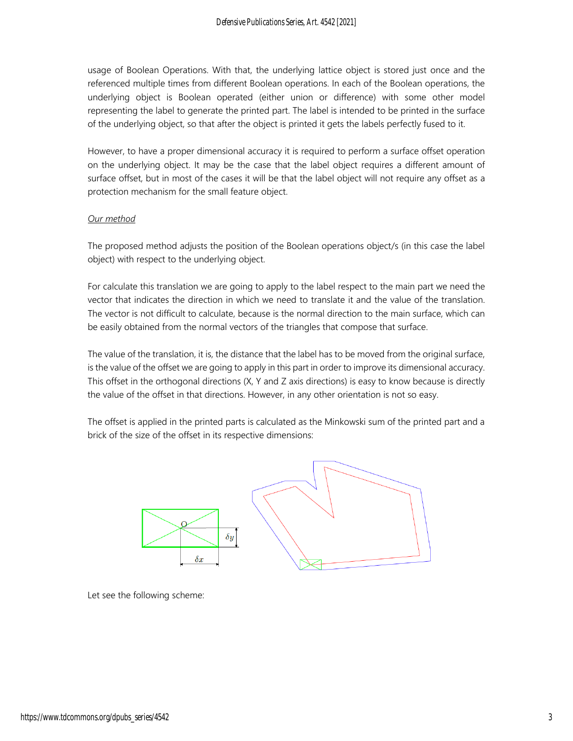usage of Boolean Operations. With that, the underlying lattice object is stored just once and the referenced multiple times from different Boolean operations. In each of the Boolean operations, the underlying object is Boolean operated (either union or difference) with some other model representing the label to generate the printed part. The label is intended to be printed in the surface of the underlying object, so that after the object is printed it gets the labels perfectly fused to it.

However, to have a proper dimensional accuracy it is required to perform a surface offset operation on the underlying object. It may be the case that the label object requires a different amount of surface offset, but in most of the cases it will be that the label object will not require any offset as a protection mechanism for the small feature object.

*Our method*

The proposed method adjusts the position of the Boolean operations object/s (in this case the label object) with respect to the underlying object.

For calculate this translation we are going to apply to the label respect to the main part we need the vector that indicates the direction in which we need to translate it and the value of the translation. The vector is not difficult to calculate, because is the normal direction to the main surface, which can be easily obtained from the normal vectors of the triangles that compose that surface.

The value of the translation, it is, the distance that the label has to be moved from the original surface, is the value of the offset we are going to apply in this part in order to improve its dimensional accuracy. This offset in the orthogonal directions (X, Y and Z axis directions) is easy to know because is directly the value of the offset in that directions. However, in any other orientation is not so easy.

The offset is applied in the printed parts is calculated as the Minkowski sum of the printed part and a brick of the size of the offset in its respective dimensions:

Let see the following scheme: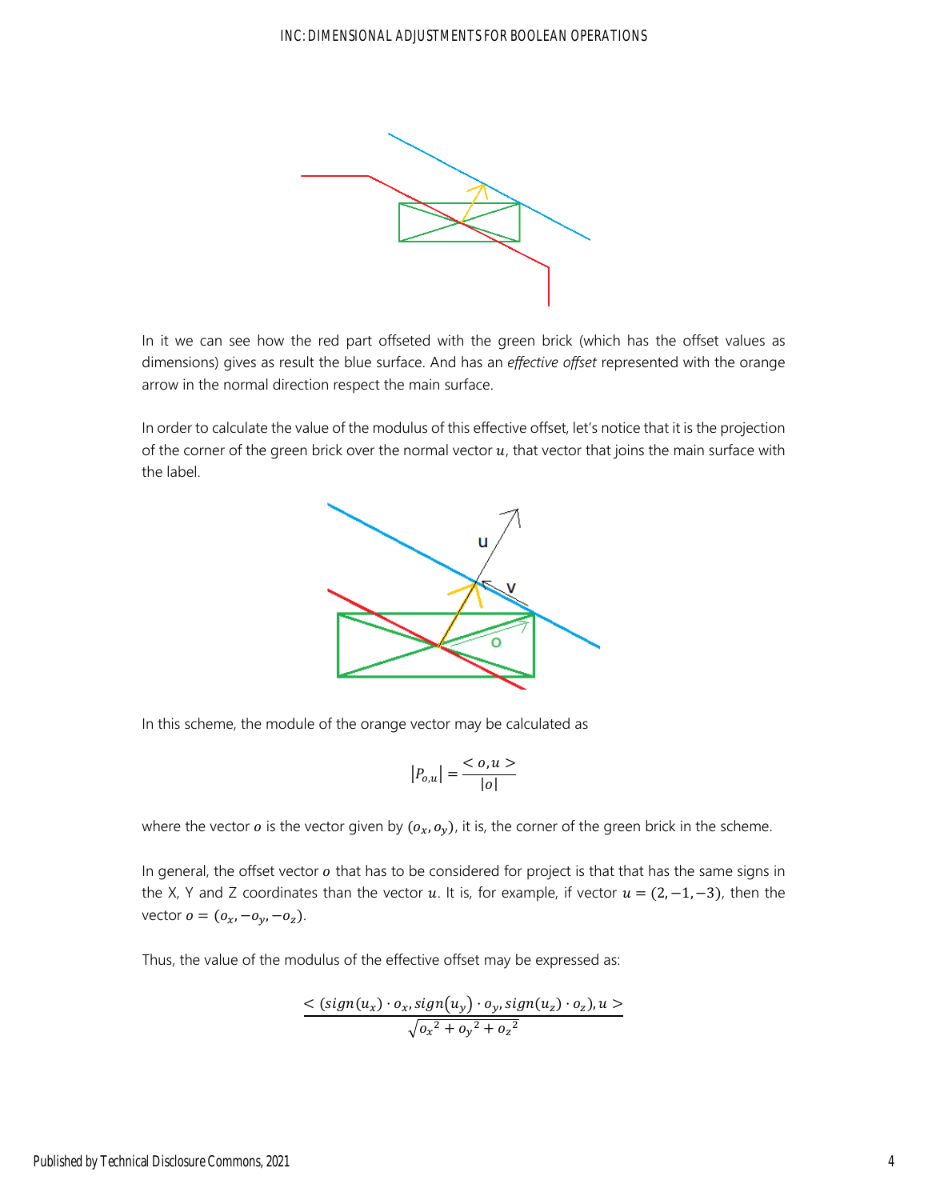In it we can see how the red part offseted with the green brick (which has the offset values as dimensions) gives as result the blue surface. And has an *effective offset* represented with the orange arrow in the normal direction respect the main surface.

In order to calculate the value of the modulus of this effective offset, let's notice that it is the projection of the corner of the green brick over the normal vector $u$, that vector that joins the main surface with the label.

In this scheme, the module of the orange vector may be calculated as

$$|P_{o,u}| = \frac{< o, u >}{|o|}$$

where the vector $o$ is the vector given by $(o_x, o_y)$, it is, the corner of the green brick in the scheme.

In general, the offset vector $o$ that has to be considered for project is that that has the same signs in the X, Y and Z coordinates than the vector $u$. It is, for example, if vector $u = (2, -1, -3)$, then the vector $o = (o_x, -o_y, -o_z)$.

Thus, the value of the modulus of the effective offset may be expressed as:

$$\frac{< (sign(u_x) \cdot o_x, sign(u_y) \cdot o_y, sign(u_z) \cdot o_z), u >}{\sqrt{{o_x}^2 + {o_y}^2 + {o_z}^2}}$$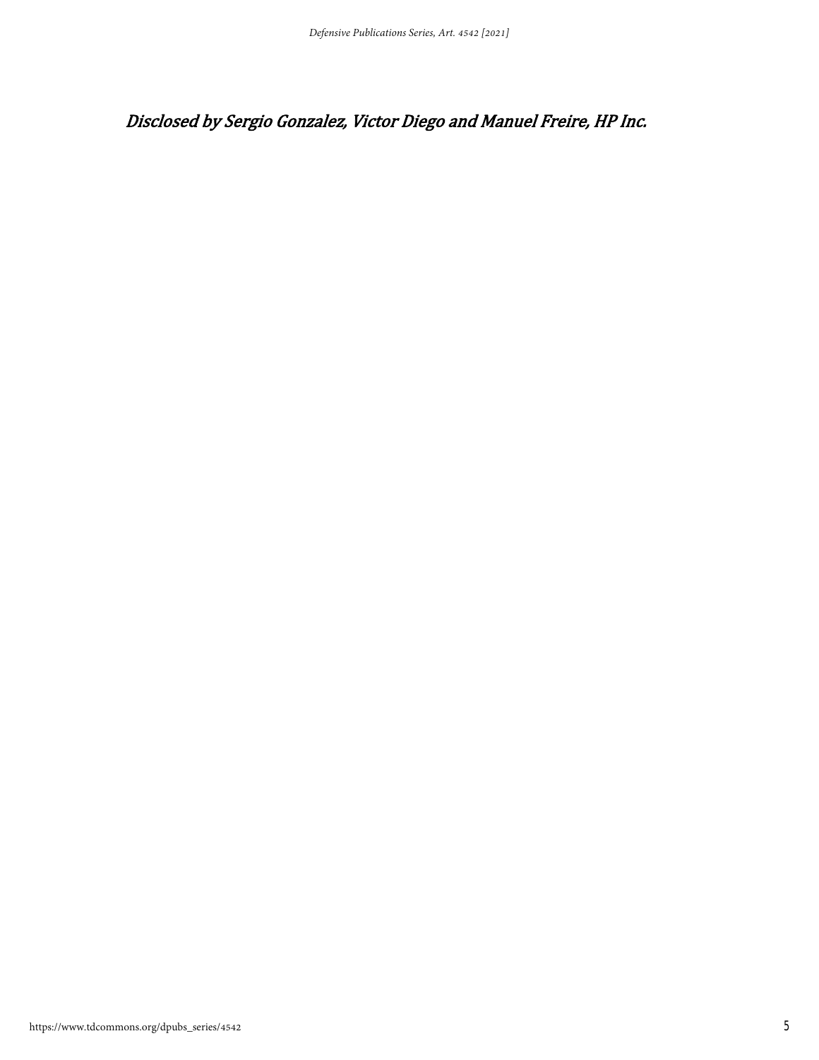*Disclosed by Sergio Gonzalez, Victor Diego and Manuel Freire, HP Inc.*